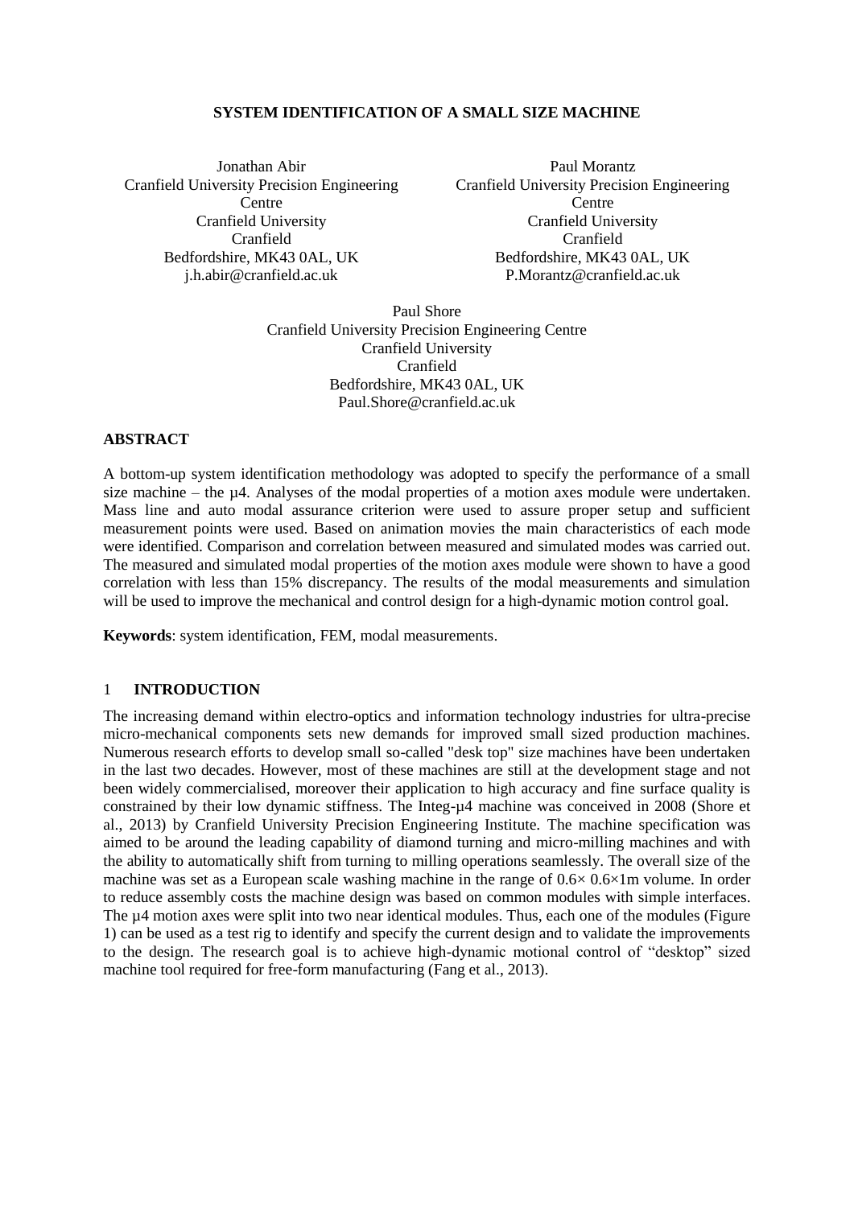# SYSTEM IDENTIFICATION OF A SMALL SIZE MACHINE

Jonathan Abir
Cranfield University Precision Engineering Centre
Cranfield University
Cranfield
Bedfordshire, MK43 0AL, UK
j.h.abir@cranfield.ac.uk

Paul Morantz
Cranfield University Precision Engineering Centre
Cranfield University
Cranfield
Bedfordshire, MK43 0AL, UK
P.Morantz@cranfield.ac.uk

Paul Shore
Cranfield University Precision Engineering Centre
Cranfield University
Cranfield
Bedfordshire, MK43 0AL, UK
Paul.Shore@cranfield.ac.uk

## ABSTRACT

A bottom-up system identification methodology was adopted to specify the performance of a small size machine – the µ4. Analyses of the modal properties of a motion axes module were undertaken. Mass line and auto modal assurance criterion were used to assure proper setup and sufficient measurement points were used. Based on animation movies the main characteristics of each mode were identified. Comparison and correlation between measured and simulated modes was carried out. The measured and simulated modal properties of the motion axes module were shown to have a good correlation with less than 15% discrepancy. The results of the modal measurements and simulation will be used to improve the mechanical and control design for a high-dynamic motion control goal.

**Keywords**: system identification, FEM, modal measurements.

## 1 INTRODUCTION

The increasing demand within electro-optics and information technology industries for ultra-precise micro-mechanical components sets new demands for improved small sized production machines. Numerous research efforts to develop small so-called "desk top" size machines have been undertaken in the last two decades. However, most of these machines are still at the development stage and not been widely commercialised, moreover their application to high accuracy and fine surface quality is constrained by their low dynamic stiffness. The Integ-µ4 machine was conceived in 2008 (Shore et al., 2013) by Cranfield University Precision Engineering Institute. The machine specification was aimed to be around the leading capability of diamond turning and micro-milling machines and with the ability to automatically shift from turning to milling operations seamlessly. The overall size of the machine was set as a European scale washing machine in the range of 0.6× 0.6×1m volume. In order to reduce assembly costs the machine design was based on common modules with simple interfaces. The µ4 motion axes were split into two near identical modules. Thus, each one of the modules (Figure 1) can be used as a test rig to identify and specify the current design and to validate the improvements to the design. The research goal is to achieve high-dynamic motional control of "desktop" sized machine tool required for free-form manufacturing (Fang et al., 2013).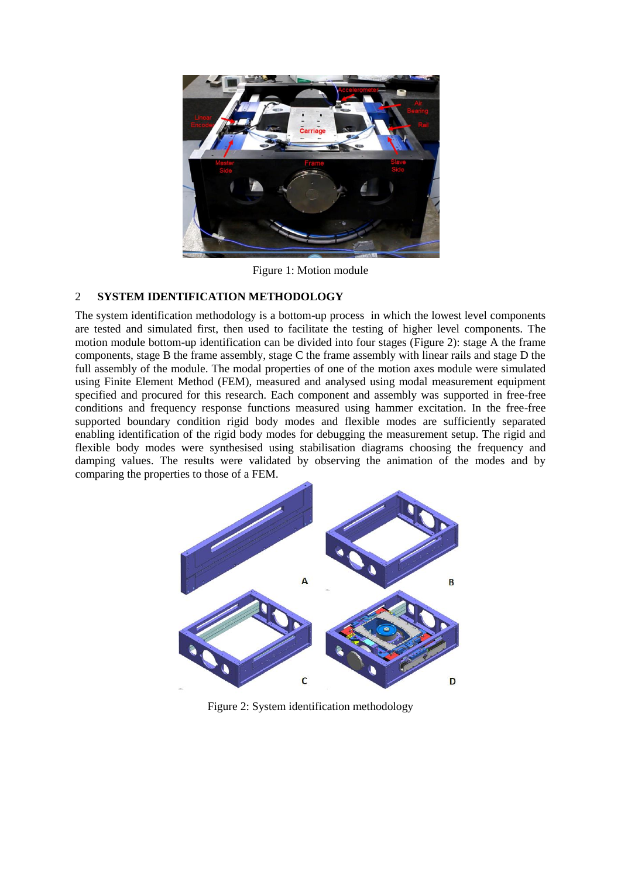Figure 1: Motion module

## 2 SYSTEM IDENTIFICATION METHODOLOGY

The system identification methodology is a bottom-up process in which the lowest level components are tested and simulated first, then used to facilitate the testing of higher level components. The motion module bottom-up identification can be divided into four stages (Figure 2): stage A the frame components, stage B the frame assembly, stage C the frame assembly with linear rails and stage D the full assembly of the module. The modal properties of one of the motion axes module were simulated using Finite Element Method (FEM), measured and analysed using modal measurement equipment specified and procured for this research. Each component and assembly was supported in free-free conditions and frequency response functions measured using hammer excitation. In the free-free supported boundary condition rigid body modes and flexible modes are sufficiently separated enabling identification of the rigid body modes for debugging the measurement setup. The rigid and flexible body modes were synthesised using stabilisation diagrams choosing the frequency and damping values. The results were validated by observing the animation of the modes and by comparing the properties to those of a FEM.

Figure 2: System identification methodology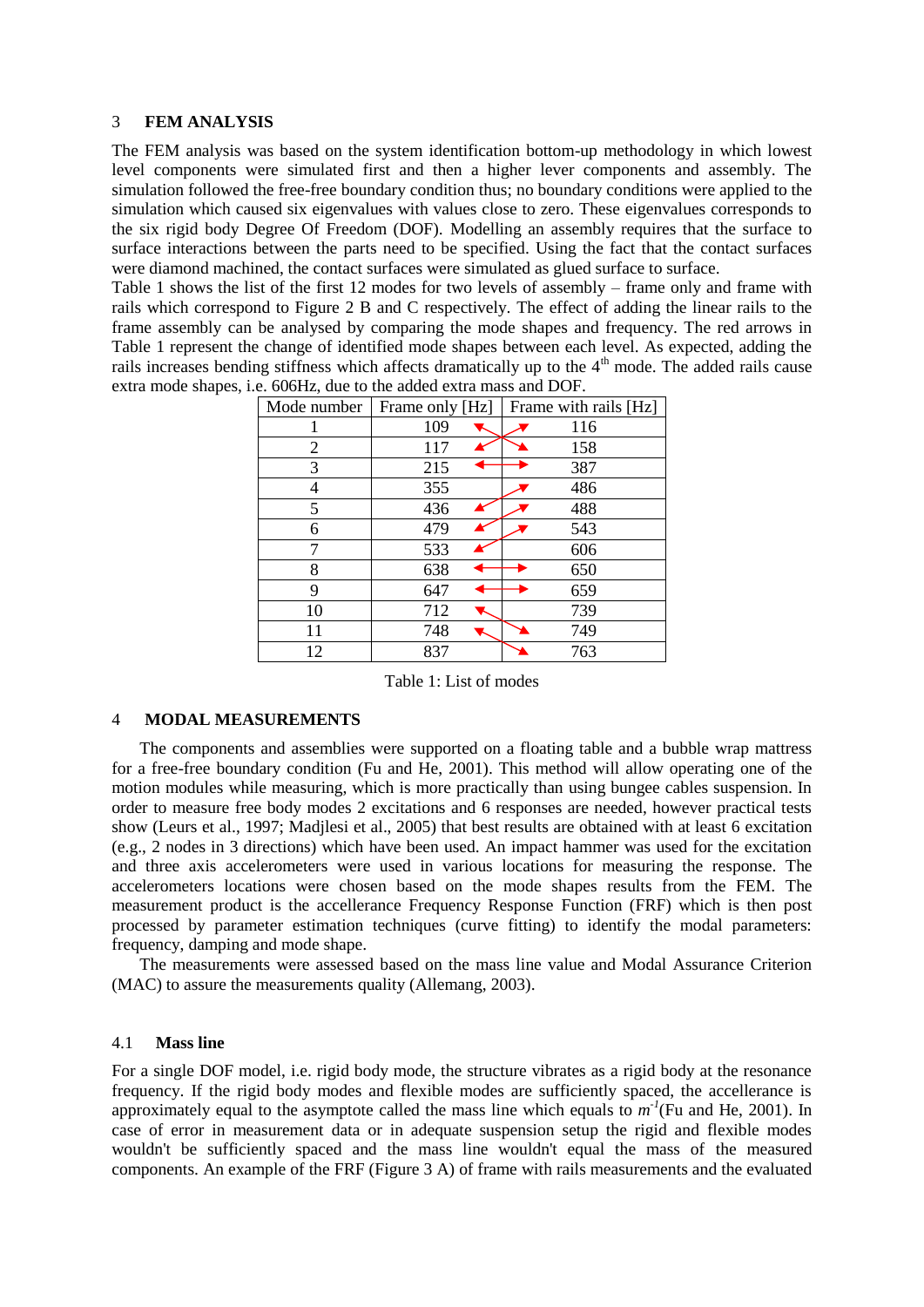## 3 FEM ANALYSIS

The FEM analysis was based on the system identification bottom-up methodology in which lowest level components were simulated first and then a higher lever components and assembly. The simulation followed the free-free boundary condition thus; no boundary conditions were applied to the simulation which caused six eigenvalues with values close to zero. These eigenvalues corresponds to the six rigid body Degree Of Freedom (DOF). Modelling an assembly requires that the surface to surface interactions between the parts need to be specified. Using the fact that the contact surfaces were diamond machined, the contact surfaces were simulated as glued surface to surface.

Table 1 shows the list of the first 12 modes for two levels of assembly – frame only and frame with rails which correspond to Figure 2 B and C respectively. The effect of adding the linear rails to the frame assembly can be analysed by comparing the mode shapes and frequency. The red arrows in Table 1 represent the change of identified mode shapes between each level. As expected, adding the rails increases bending stiffness which affects dramatically up to the 4th mode. The added rails cause extra mode shapes, i.e. 606Hz, due to the added extra mass and DOF.

| Mode number | Frame only [Hz] | Frame with rails [Hz] |
|---|---|---|
| 1 | 109 | 116 |
| 2 | 117 | 158 |
| 3 | 215 | 387 |
| 4 | 355 | 486 |
| 5 | 436 | 488 |
| 6 | 479 | 543 |
| 7 | 533 | 606 |
| 8 | 638 | 650 |
| 9 | 647 | 659 |
| 10 | 712 | 739 |
| 11 | 748 | 749 |
| 12 | 837 | 763 |

Table 1: List of modes

## 4 MODAL MEASUREMENTS

The components and assemblies were supported on a floating table and a bubble wrap mattress for a free-free boundary condition (Fu and He, 2001). This method will allow operating one of the motion modules while measuring, which is more practically than using bungee cables suspension. In order to measure free body modes 2 excitations and 6 responses are needed, however practical tests show (Leurs et al., 1997; Madjlesi et al., 2005) that best results are obtained with at least 6 excitation (e.g., 2 nodes in 3 directions) which have been used. An impact hammer was used for the excitation and three axis accelerometers were used in various locations for measuring the response. The accelerometers locations were chosen based on the mode shapes results from the FEM. The measurement product is the accellerance Frequency Response Function (FRF) which is then post processed by parameter estimation techniques (curve fitting) to identify the modal parameters: frequency, damping and mode shape.

The measurements were assessed based on the mass line value and Modal Assurance Criterion (MAC) to assure the measurements quality (Allemang, 2003).

### 4.1 Mass line

For a single DOF model, i.e. rigid body mode, the structure vibrates as a rigid body at the resonance frequency. If the rigid body modes and flexible modes are sufficiently spaced, the accellerance is approximately equal to the asymptote called the mass line which equals to $m^{-1}$(Fu and He, 2001). In case of error in measurement data or in adequate suspension setup the rigid and flexible modes wouldn't be sufficiently spaced and the mass line wouldn't equal the mass of the measured components. An example of the FRF (Figure 3 A) of frame with rails measurements and the evaluated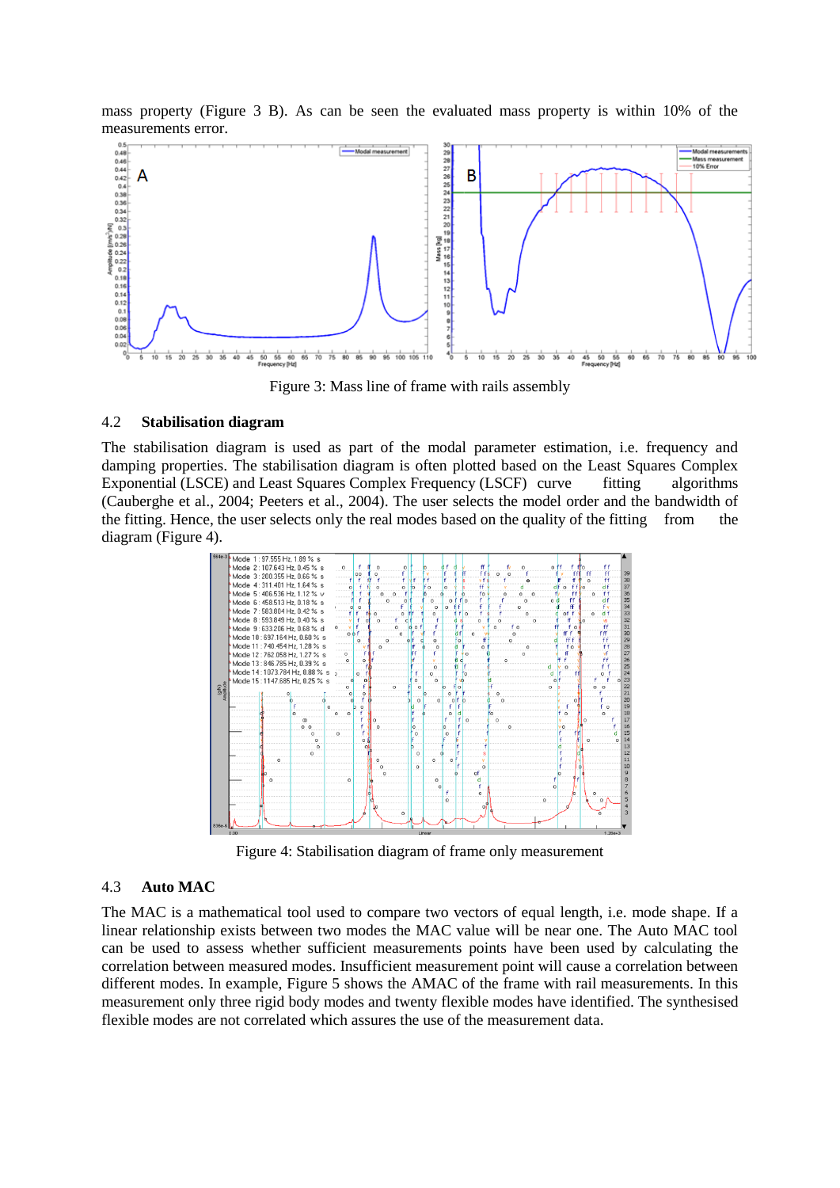mass property (Figure 3 B). As can be seen the evaluated mass property is within 10% of the measurements error.

Figure 3: Mass line of frame with rails assembly

## 4.2 Stabilisation diagram

The stabilisation diagram is used as part of the modal parameter estimation, i.e. frequency and damping properties. The stabilisation diagram is often plotted based on the Least Squares Complex Exponential (LSCE) and Least Squares Complex Frequency (LSCF) curve fitting algorithms (Cauberghe et al., 2004; Peeters et al., 2004). The user selects the model order and the bandwidth of the fitting. Hence, the user selects only the real modes based on the quality of the fitting from the diagram (Figure 4).

Figure 4: Stabilisation diagram of frame only measurement

## 4.3 Auto MAC

The MAC is a mathematical tool used to compare two vectors of equal length, i.e. mode shape. If a linear relationship exists between two modes the MAC value will be near one. The Auto MAC tool can be used to assess whether sufficient measurements points have been used by calculating the correlation between measured modes. Insufficient measurement point will cause a correlation between different modes. In example, Figure 5 shows the AMAC of the frame with rail measurements. In this measurement only three rigid body modes and twenty flexible modes have identified. The synthesised flexible modes are not correlated which assures the use of the measurement data.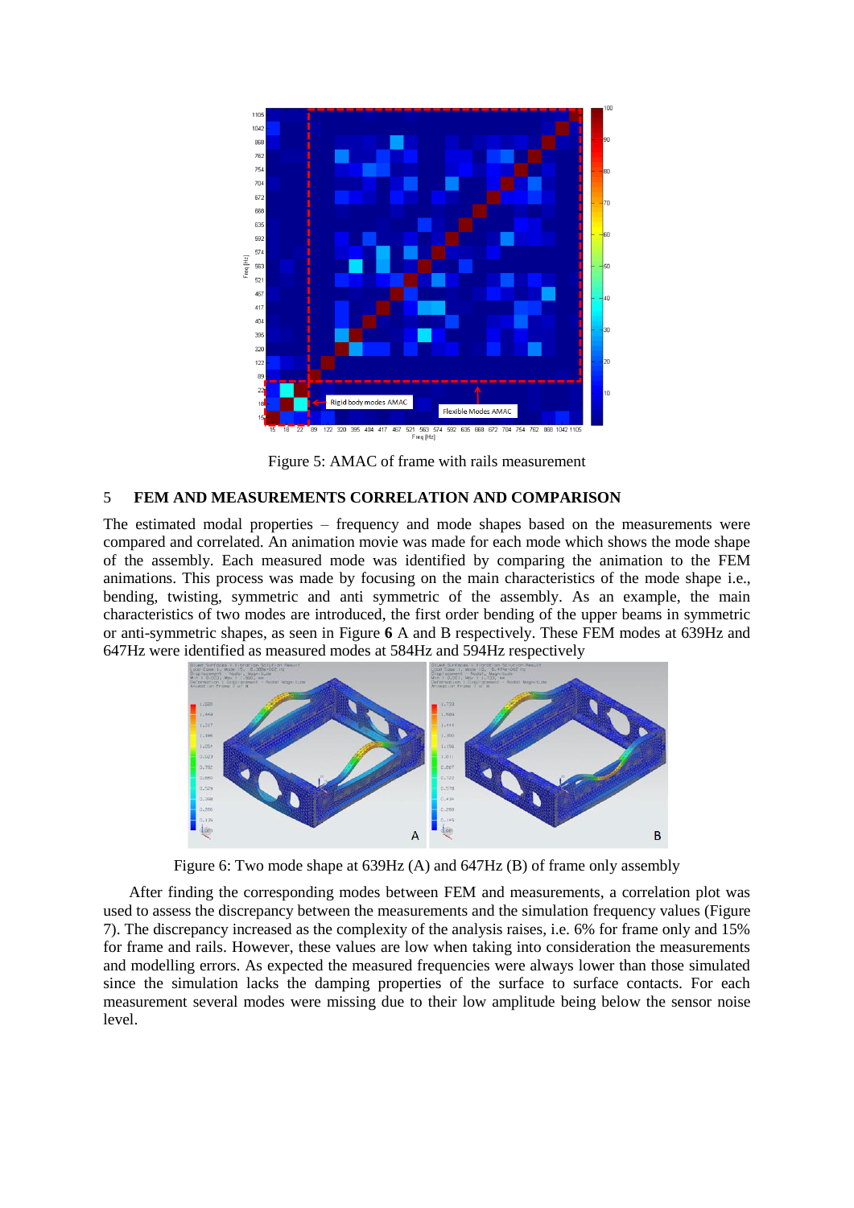Figure 5: AMAC of frame with rails measurement

## 5 FEM AND MEASUREMENTS CORRELATION AND COMPARISON

The estimated modal properties – frequency and mode shapes based on the measurements were compared and correlated. An animation movie was made for each mode which shows the mode shape of the assembly. Each measured mode was identified by comparing the animation to the FEM animations. This process was made by focusing on the main characteristics of the mode shape i.e., bending, twisting, symmetric and anti symmetric of the assembly. As an example, the main characteristics of two modes are introduced, the first order bending of the upper beams in symmetric or anti-symmetric shapes, as seen in Figure **6** A and B respectively. These FEM modes at 639Hz and 647Hz were identified as measured modes at 584Hz and 594Hz respectively

Figure 6: Two mode shape at 639Hz (A) and 647Hz (B) of frame only assembly

After finding the corresponding modes between FEM and measurements, a correlation plot was used to assess the discrepancy between the measurements and the simulation frequency values (Figure 7). The discrepancy increased as the complexity of the analysis raises, i.e. 6% for frame only and 15% for frame and rails. However, these values are low when taking into consideration the measurements and modelling errors. As expected the measured frequencies were always lower than those simulated since the simulation lacks the damping properties of the surface to surface contacts. For each measurement several modes were missing due to their low amplitude being below the sensor noise level.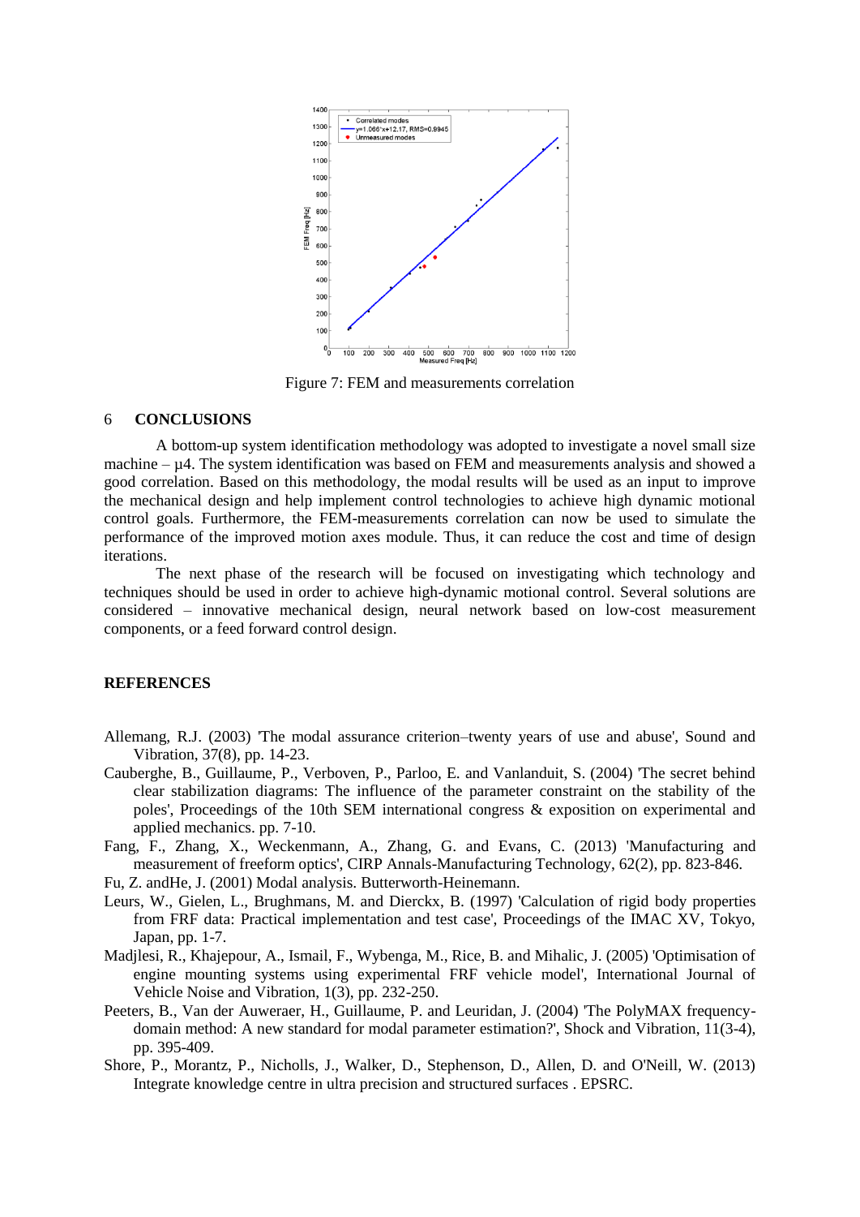1400
1300
1200
1100
1000
900
800
700
600
500
400
300
200
100
0

FEM Freq [Hz]

Correlated modes
y=1.066*x+12.17, RMS=0.9945
Unmeasured modes

0 100 200 300 400 500 600 700 800 900 1000 1100 1200

Measured Freq [Hz]

Figure 7: FEM and measurements correlation

## 6 CONCLUSIONS

A bottom-up system identification methodology was adopted to investigate a novel small size machine – µ4. The system identification was based on FEM and measurements analysis and showed a good correlation. Based on this methodology, the modal results will be used as an input to improve the mechanical design and help implement control technologies to achieve high dynamic motional control goals. Furthermore, the FEM-measurements correlation can now be used to simulate the performance of the improved motion axes module. Thus, it can reduce the cost and time of design iterations.

The next phase of the research will be focused on investigating which technology and techniques should be used in order to achieve high-dynamic motional control. Several solutions are considered – innovative mechanical design, neural network based on low-cost measurement components, or a feed forward control design.

## REFERENCES

Allemang, R.J. (2003) 'The modal assurance criterion–twenty years of use and abuse', Sound and Vibration, 37(8), pp. 14-23.

Cauberghe, B., Guillaume, P., Verboven, P., Parloo, E. and Vanlanduit, S. (2004) 'The secret behind clear stabilization diagrams: The influence of the parameter constraint on the stability of the poles', Proceedings of the 10th SEM international congress & exposition on experimental and applied mechanics. pp. 7-10.

Fang, F., Zhang, X., Weckenmann, A., Zhang, G. and Evans, C. (2013) 'Manufacturing and measurement of freeform optics', CIRP Annals-Manufacturing Technology, 62(2), pp. 823-846.

Fu, Z. andHe, J. (2001) Modal analysis. Butterworth-Heinemann.

Leurs, W., Gielen, L., Brughmans, M. and Dierckx, B. (1997) 'Calculation of rigid body properties from FRF data: Practical implementation and test case', Proceedings of the IMAC XV, Tokyo, Japan, pp. 1-7.

Madjlesi, R., Khajepour, A., Ismail, F., Wybenga, M., Rice, B. and Mihalic, J. (2005) 'Optimisation of engine mounting systems using experimental FRF vehicle model', International Journal of Vehicle Noise and Vibration, 1(3), pp. 232-250.

Peeters, B., Van der Auweraer, H., Guillaume, P. and Leuridan, J. (2004) 'The PolyMAX frequency-domain method: A new standard for modal parameter estimation?', Shock and Vibration, 11(3-4), pp. 395-409.

Shore, P., Morantz, P., Nicholls, J., Walker, D., Stephenson, D., Allen, D. and O'Neill, W. (2013) Integrate knowledge centre in ultra precision and structured surfaces . EPSRC.